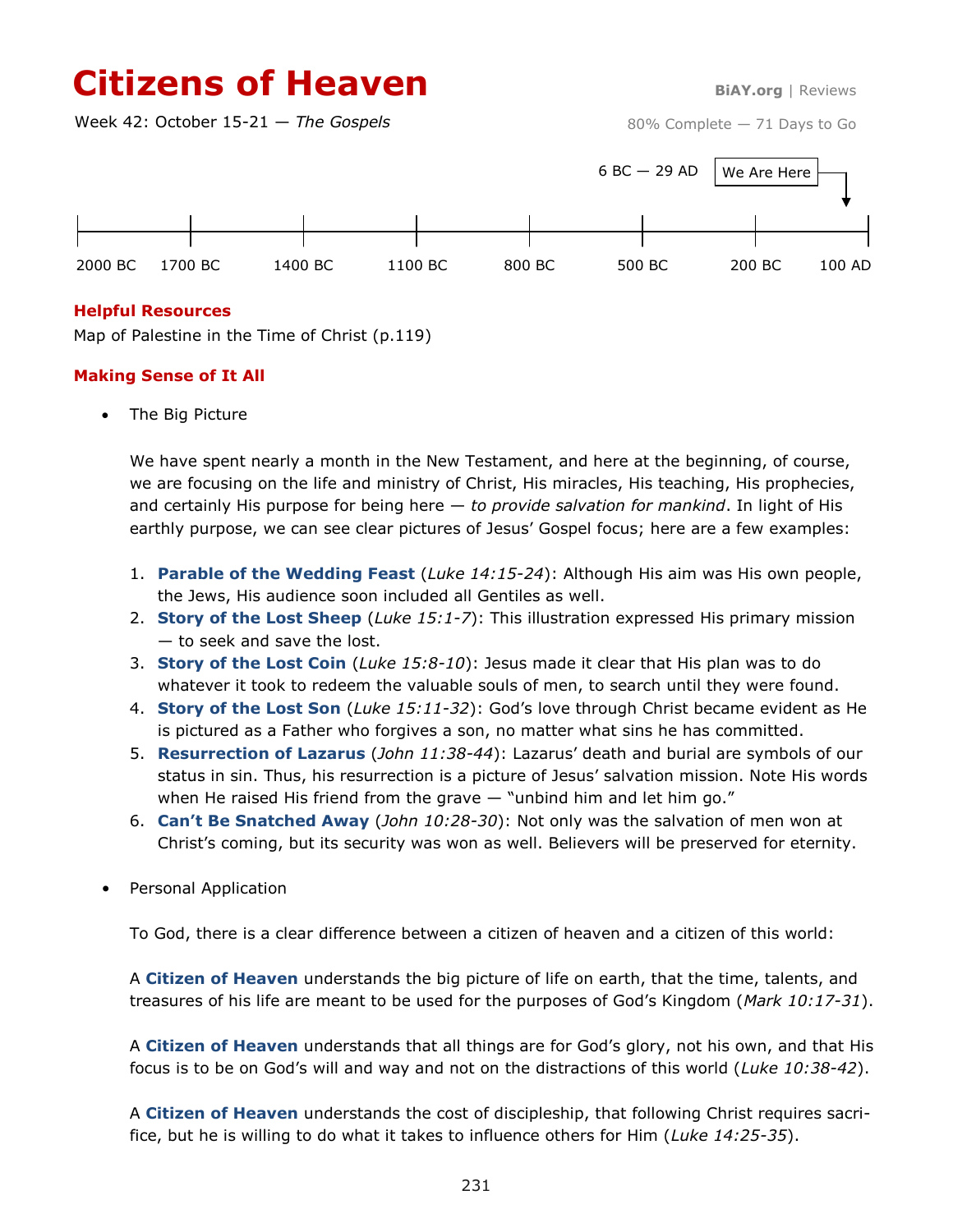# Citizens of Heaven

BiAY.org | Reviews

Week 42: October 15-21 — *The Gospels*

80% Complete — 71 Days to Go

6 BC — 29 AD

We Are Here

2000 BC
1700 BC
1400 BC
1100 BC
800 BC
500 BC
200 BC
100 AD

### Helpful Resources

Map of Palestine in the Time of Christ (p.119)

### Making Sense of It All

- The Big Picture

  We have spent nearly a month in the New Testament, and here at the beginning, of course, we are focusing on the life and ministry of Christ, His miracles, His teaching, His prophecies, and certainly His purpose for being here — *to provide salvation for mankind*. In light of His earthly purpose, we can see clear pictures of Jesus' Gospel focus; here are a few examples:

  1. **Parable of the Wedding Feast** (*Luke 14:15-24*): Although His aim was His own people, the Jews, His audience soon included all Gentiles as well.
  2. **Story of the Lost Sheep** (*Luke 15:1-7*): This illustration expressed His primary mission — to seek and save the lost.
  3. **Story of the Lost Coin** (*Luke 15:8-10*): Jesus made it clear that His plan was to do whatever it took to redeem the valuable souls of men, to search until they were found.
  4. **Story of the Lost Son** (*Luke 15:11-32*): God's love through Christ became evident as He is pictured as a Father who forgives a son, no matter what sins he has committed.
  5. **Resurrection of Lazarus** (*John 11:38-44*): Lazarus' death and burial are symbols of our status in sin. Thus, his resurrection is a picture of Jesus' salvation mission. Note His words when He raised His friend from the grave — "unbind him and let him go."
  6. **Can't Be Snatched Away** (*John 10:28-30*): Not only was the salvation of men won at Christ's coming, but its security was won as well. Believers will be preserved for eternity.

- Personal Application

  To God, there is a clear difference between a citizen of heaven and a citizen of this world:

  A **Citizen of Heaven** understands the big picture of life on earth, that the time, talents, and treasures of his life are meant to be used for the purposes of God's Kingdom (*Mark 10:17-31*).

  A **Citizen of Heaven** understands that all things are for God's glory, not his own, and that His focus is to be on God's will and way and not on the distractions of this world (*Luke 10:38-42*).

  A **Citizen of Heaven** understands the cost of discipleship, that following Christ requires sacrifice, but he is willing to do what it takes to influence others for Him (*Luke 14:25-35*).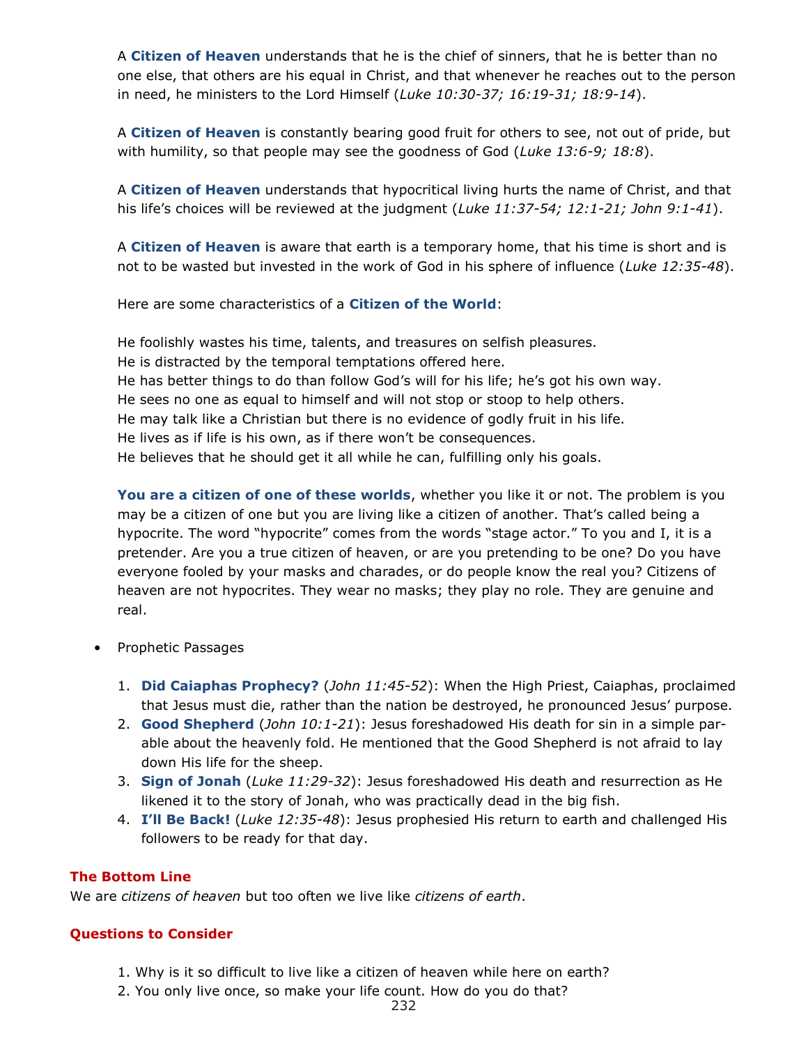A **Citizen of Heaven** understands that he is the chief of sinners, that he is better than no one else, that others are his equal in Christ, and that whenever he reaches out to the person in need, he ministers to the Lord Himself (*Luke 10:30-37; 16:19-31; 18:9-14*).

A **Citizen of Heaven** is constantly bearing good fruit for others to see, not out of pride, but with humility, so that people may see the goodness of God (*Luke 13:6-9; 18:8*).

A **Citizen of Heaven** understands that hypocritical living hurts the name of Christ, and that his life's choices will be reviewed at the judgment (*Luke 11:37-54; 12:1-21; John 9:1-41*).

A **Citizen of Heaven** is aware that earth is a temporary home, that his time is short and is not to be wasted but invested in the work of God in his sphere of influence (*Luke 12:35-48*).

Here are some characteristics of a **Citizen of the World**:

He foolishly wastes his time, talents, and treasures on selfish pleasures.
He is distracted by the temporal temptations offered here.
He has better things to do than follow God's will for his life; he's got his own way.
He sees no one as equal to himself and will not stop or stoop to help others.
He may talk like a Christian but there is no evidence of godly fruit in his life.
He lives as if life is his own, as if there won't be consequences.
He believes that he should get it all while he can, fulfilling only his goals.

**You are a citizen of one of these worlds**, whether you like it or not. The problem is you may be a citizen of one but you are living like a citizen of another. That's called being a hypocrite. The word "hypocrite" comes from the words "stage actor." To you and I, it is a pretender. Are you a true citizen of heaven, or are you pretending to be one? Do you have everyone fooled by your masks and charades, or do people know the real you? Citizens of heaven are not hypocrites. They wear no masks; they play no role. They are genuine and real.

- Prophetic Passages

  1. **Did Caiaphas Prophecy?** (*John 11:45-52*): When the High Priest, Caiaphas, proclaimed that Jesus must die, rather than the nation be destroyed, he pronounced Jesus' purpose.
  2. **Good Shepherd** (*John 10:1-21*): Jesus foreshadowed His death for sin in a simple parable about the heavenly fold. He mentioned that the Good Shepherd is not afraid to lay down His life for the sheep.
  3. **Sign of Jonah** (*Luke 11:29-32*): Jesus foreshadowed His death and resurrection as He likened it to the story of Jonah, who was practically dead in the big fish.
  4. **I'll Be Back!** (*Luke 12:35-48*): Jesus prophesied His return to earth and challenged His followers to be ready for that day.

## The Bottom Line

We are *citizens of heaven* but too often we live like *citizens of earth*.

## Questions to Consider

1. Why is it so difficult to live like a citizen of heaven while here on earth?
2. You only live once, so make your life count. How do you do that?